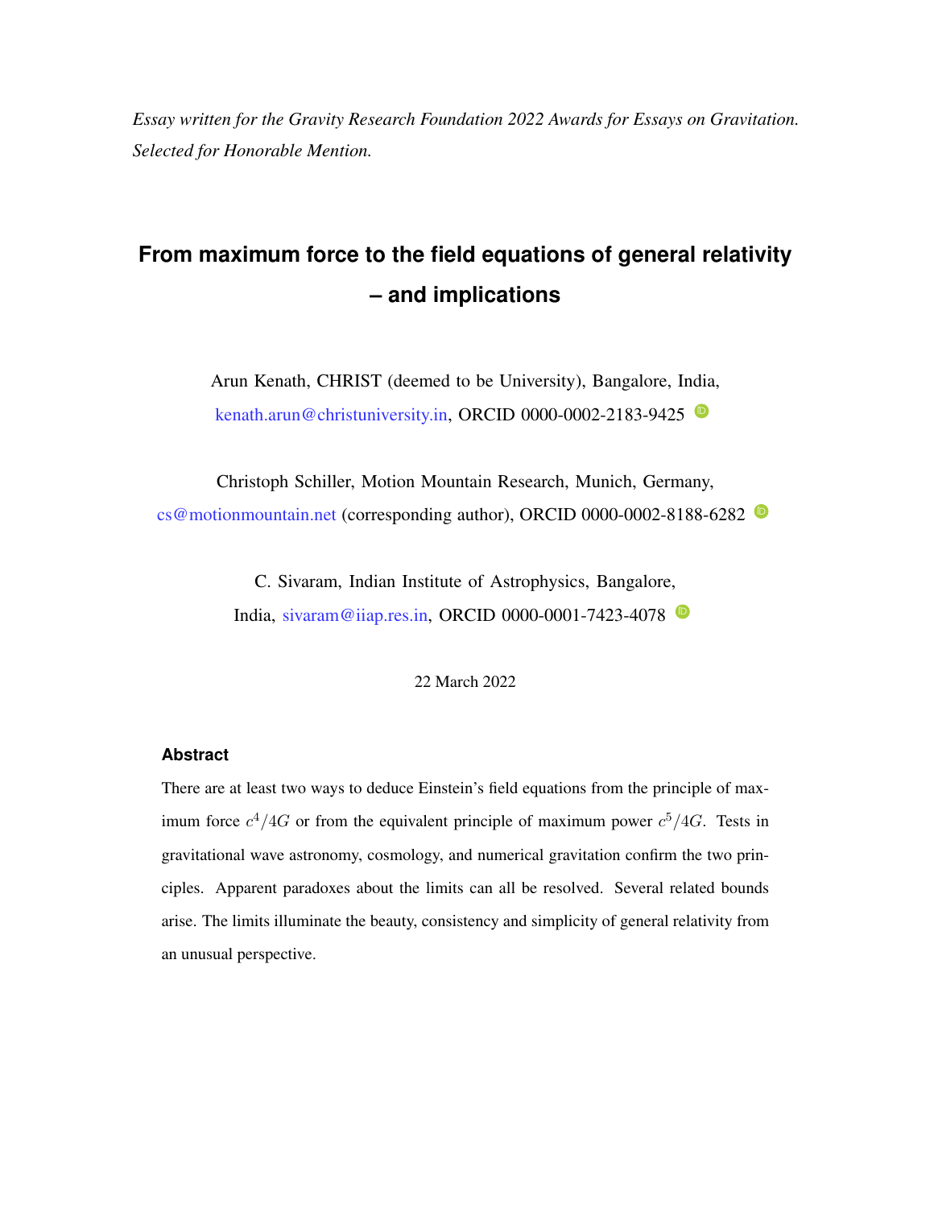*Essay written for the Gravity Research Foundation 2022 Awards for Essays on Gravitation. Selected for Honorable Mention.*

# From maximum force to the field equations of general relativity – and implications

Arun Kenath, CHRIST (deemed to be University), Bangalore, India, kenath.arun@christuniversity.in, ORCID 0000-0002-2183-9425

Christoph Schiller, Motion Mountain Research, Munich, Germany, cs@motionmountain.net (corresponding author), ORCID 0000-0002-8188-6282

C. Sivaram, Indian Institute of Astrophysics, Bangalore, India, sivaram@iiap.res.in, ORCID 0000-0001-7423-4078

22 March 2022

### Abstract

There are at least two ways to deduce Einstein's field equations from the principle of maximum force $c^4/4G$ or from the equivalent principle of maximum power $c^5/4G$. Tests in gravitational wave astronomy, cosmology, and numerical gravitation confirm the two principles. Apparent paradoxes about the limits can all be resolved. Several related bounds arise. The limits illuminate the beauty, consistency and simplicity of general relativity from an unusual perspective.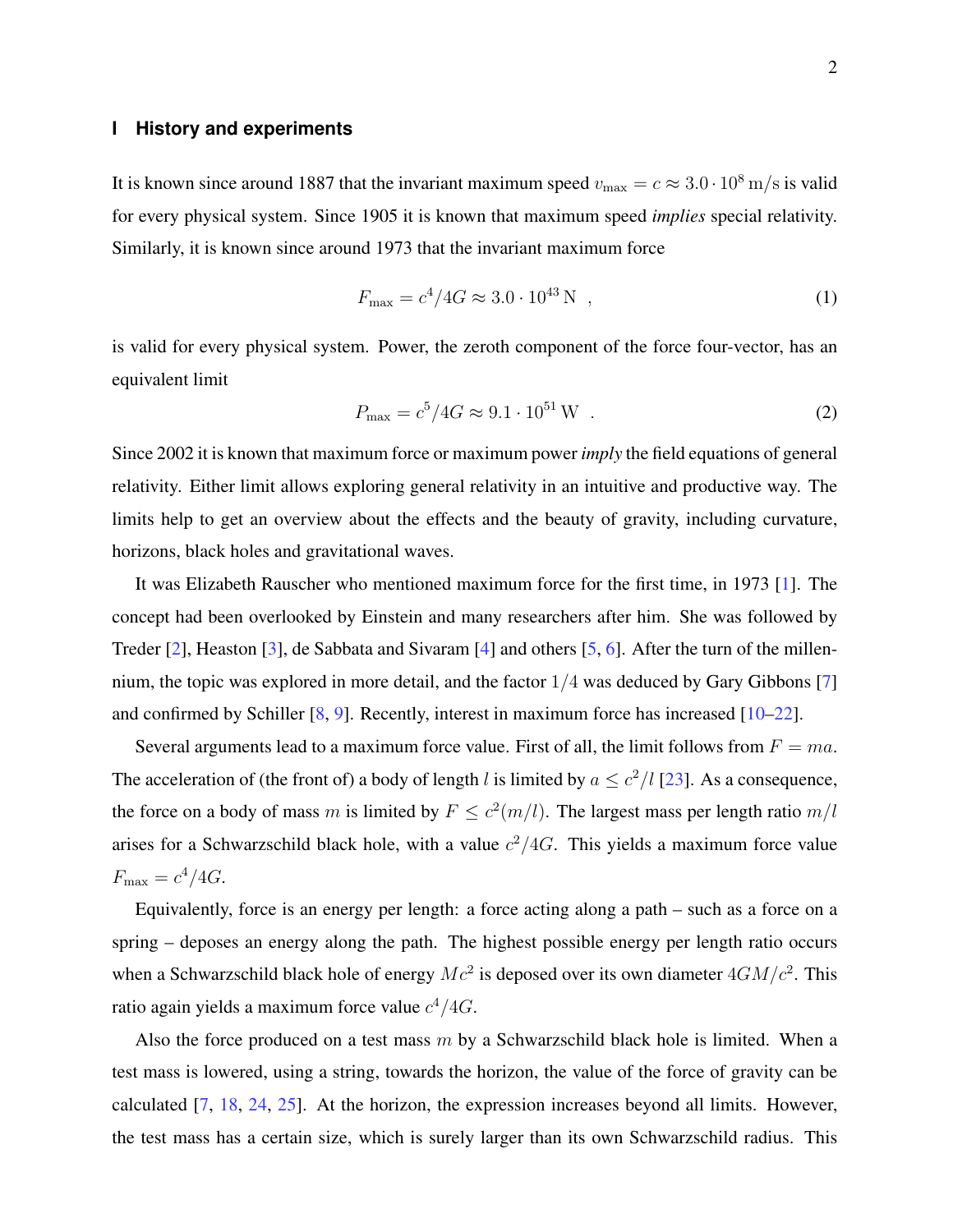## I History and experiments

It is known since around 1887 that the invariant maximum speed $v_{\max} = c \approx 3.0 \cdot 10^8\,\mathrm{m/s}$ is valid for every physical system. Since 1905 it is known that maximum speed *implies* special relativity. Similarly, it is known since around 1973 that the invariant maximum force

$$F_{\max} = c^4/4G \approx 3.0 \cdot 10^{43}\,\mathrm{N} \quad , \tag{1}$$

is valid for every physical system. Power, the zeroth component of the force four-vector, has an equivalent limit

$$P_{\max} = c^5/4G \approx 9.1 \cdot 10^{51}\,\mathrm{W} \quad . \tag{2}$$

Since 2002 it is known that maximum force or maximum power *imply* the field equations of general relativity. Either limit allows exploring general relativity in an intuitive and productive way. The limits help to get an overview about the effects and the beauty of gravity, including curvature, horizons, black holes and gravitational waves.

It was Elizabeth Rauscher who mentioned maximum force for the first time, in 1973 [1]. The concept had been overlooked by Einstein and many researchers after him. She was followed by Treder [2], Heaston [3], de Sabbata and Sivaram [4] and others [5, 6]. After the turn of the millennium, the topic was explored in more detail, and the factor $1/4$ was deduced by Gary Gibbons [7] and confirmed by Schiller [8, 9]. Recently, interest in maximum force has increased [10–22].

Several arguments lead to a maximum force value. First of all, the limit follows from $F = ma$. The acceleration of (the front of) a body of length $l$ is limited by $a \leq c^2/l$ [23]. As a consequence, the force on a body of mass $m$ is limited by $F \leq c^2(m/l)$. The largest mass per length ratio $m/l$ arises for a Schwarzschild black hole, with a value $c^2/4G$. This yields a maximum force value $F_{\max} = c^4/4G$.

Equivalently, force is an energy per length: a force acting along a path – such as a force on a spring – deposes an energy along the path. The highest possible energy per length ratio occurs when a Schwarzschild black hole of energy $Mc^2$ is deposed over its own diameter $4GM/c^2$. This ratio again yields a maximum force value $c^4/4G$.

Also the force produced on a test mass $m$ by a Schwarzschild black hole is limited. When a test mass is lowered, using a string, towards the horizon, the value of the force of gravity can be calculated [7, 18, 24, 25]. At the horizon, the expression increases beyond all limits. However, the test mass has a certain size, which is surely larger than its own Schwarzschild radius. This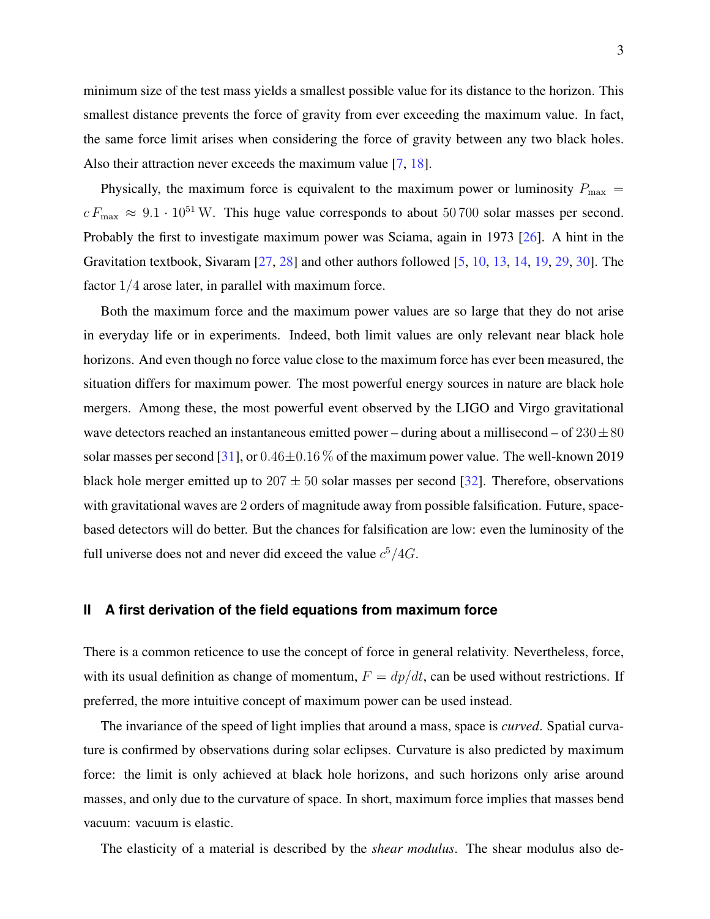minimum size of the test mass yields a smallest possible value for its distance to the horizon. This smallest distance prevents the force of gravity from ever exceeding the maximum value. In fact, the same force limit arises when considering the force of gravity between any two black holes. Also their attraction never exceeds the maximum value [7, 18].

Physically, the maximum force is equivalent to the maximum power or luminosity $P_{\max} = c\, F_{\max} \approx 9.1 \cdot 10^{51}\,\mathrm{W}$. This huge value corresponds to about 50 700 solar masses per second. Probably the first to investigate maximum power was Sciama, again in 1973 [26]. A hint in the Gravitation textbook, Sivaram [27, 28] and other authors followed [5, 10, 13, 14, 19, 29, 30]. The factor $1/4$ arose later, in parallel with maximum force.

Both the maximum force and the maximum power values are so large that they do not arise in everyday life or in experiments. Indeed, both limit values are only relevant near black hole horizons. And even though no force value close to the maximum force has ever been measured, the situation differs for maximum power. The most powerful energy sources in nature are black hole mergers. Among these, the most powerful event observed by the LIGO and Virgo gravitational wave detectors reached an instantaneous emitted power – during about a millisecond – of $230 \pm 80$ solar masses per second [31], or $0.46 \pm 0.16\,\%$ of the maximum power value. The well-known 2019 black hole merger emitted up to $207 \pm 50$ solar masses per second [32]. Therefore, observations with gravitational waves are 2 orders of magnitude away from possible falsification. Future, space-based detectors will do better. But the chances for falsification are low: even the luminosity of the full universe does not and never did exceed the value $c^5/4G$.

## II A first derivation of the field equations from maximum force

There is a common reticence to use the concept of force in general relativity. Nevertheless, force, with its usual definition as change of momentum, $F = dp/dt$, can be used without restrictions. If preferred, the more intuitive concept of maximum power can be used instead.

The invariance of the speed of light implies that around a mass, space is *curved*. Spatial curvature is confirmed by observations during solar eclipses. Curvature is also predicted by maximum force: the limit is only achieved at black hole horizons, and such horizons only arise around masses, and only due to the curvature of space. In short, maximum force implies that masses bend vacuum: vacuum is elastic.

The elasticity of a material is described by the *shear modulus*. The shear modulus also de-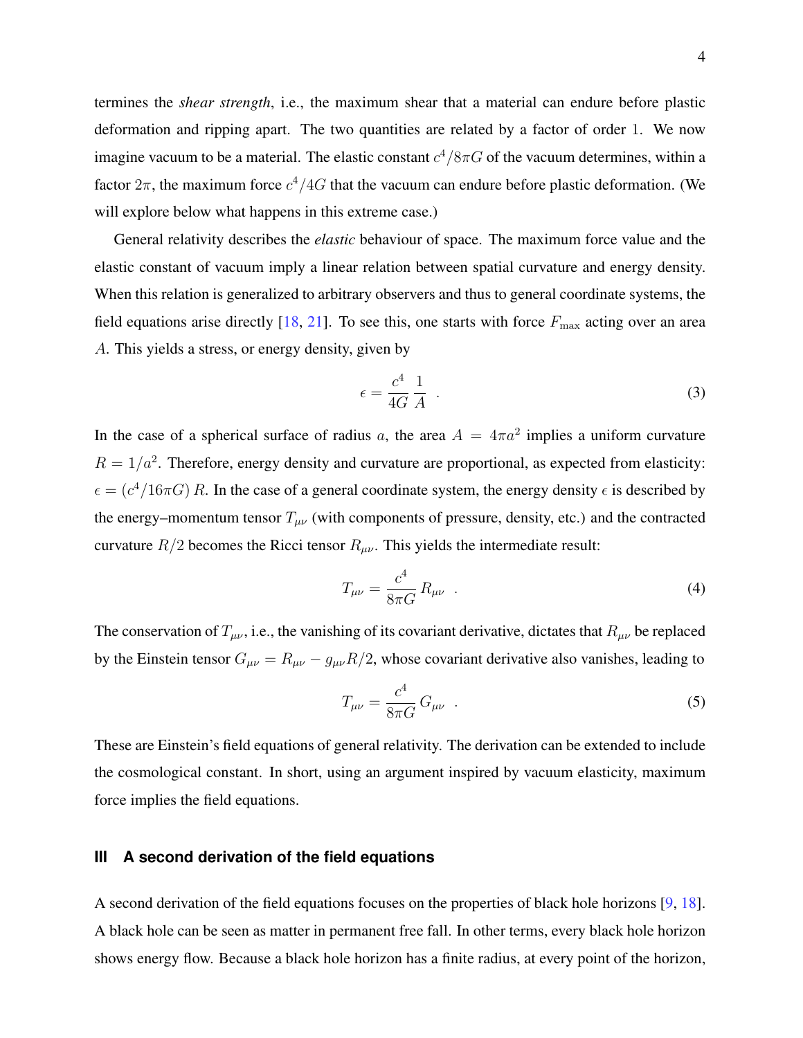termines the *shear strength*, i.e., the maximum shear that a material can endure before plastic deformation and ripping apart. The two quantities are related by a factor of order 1. We now imagine vacuum to be a material. The elastic constant $c^4/8\pi G$ of the vacuum determines, within a factor $2\pi$, the maximum force $c^4/4G$ that the vacuum can endure before plastic deformation. (We will explore below what happens in this extreme case.)

General relativity describes the *elastic* behaviour of space. The maximum force value and the elastic constant of vacuum imply a linear relation between spatial curvature and energy density. When this relation is generalized to arbitrary observers and thus to general coordinate systems, the field equations arise directly [18, 21]. To see this, one starts with force $F_{\max}$ acting over an area $A$. This yields a stress, or energy density, given by

$$\epsilon = \frac{c^4}{4G}\,\frac{1}{A} \quad . \tag{3}$$

In the case of a spherical surface of radius $a$, the area $A = 4\pi a^2$ implies a uniform curvature $R = 1/a^2$. Therefore, energy density and curvature are proportional, as expected from elasticity: $\epsilon = (c^4/16\pi G)\,R$. In the case of a general coordinate system, the energy density $\epsilon$ is described by the energy–momentum tensor $T_{\mu\nu}$ (with components of pressure, density, etc.) and the contracted curvature $R/2$ becomes the Ricci tensor $R_{\mu\nu}$. This yields the intermediate result:

$$T_{\mu\nu} = \frac{c^4}{8\pi G}\,R_{\mu\nu} \quad . \tag{4}$$

The conservation of $T_{\mu\nu}$, i.e., the vanishing of its covariant derivative, dictates that $R_{\mu\nu}$ be replaced by the Einstein tensor $G_{\mu\nu} = R_{\mu\nu} - g_{\mu\nu}R/2$, whose covariant derivative also vanishes, leading to

$$T_{\mu\nu} = \frac{c^4}{8\pi G}\,G_{\mu\nu} \quad . \tag{5}$$

These are Einstein's field equations of general relativity. The derivation can be extended to include the cosmological constant. In short, using an argument inspired by vacuum elasticity, maximum force implies the field equations.

## III A second derivation of the field equations

A second derivation of the field equations focuses on the properties of black hole horizons [9, 18]. A black hole can be seen as matter in permanent free fall. In other terms, every black hole horizon shows energy flow. Because a black hole horizon has a finite radius, at every point of the horizon,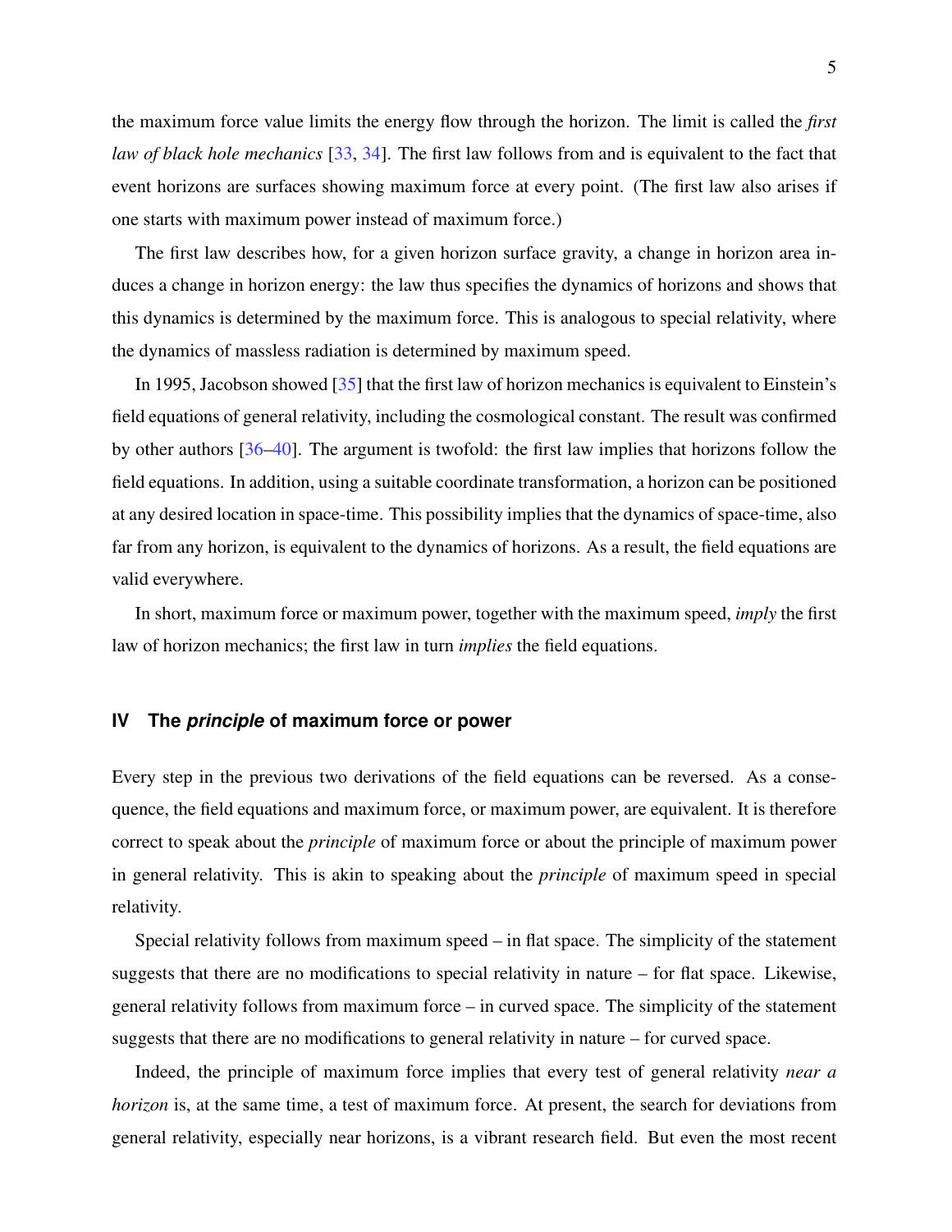the maximum force value limits the energy flow through the horizon. The limit is called the *first law of black hole mechanics* [33, 34]. The first law follows from and is equivalent to the fact that event horizons are surfaces showing maximum force at every point. (The first law also arises if one starts with maximum power instead of maximum force.)

The first law describes how, for a given horizon surface gravity, a change in horizon area induces a change in horizon energy: the law thus specifies the dynamics of horizons and shows that this dynamics is determined by the maximum force. This is analogous to special relativity, where the dynamics of massless radiation is determined by maximum speed.

In 1995, Jacobson showed [35] that the first law of horizon mechanics is equivalent to Einstein's field equations of general relativity, including the cosmological constant. The result was confirmed by other authors [36–40]. The argument is twofold: the first law implies that horizons follow the field equations. In addition, using a suitable coordinate transformation, a horizon can be positioned at any desired location in space-time. This possibility implies that the dynamics of space-time, also far from any horizon, is equivalent to the dynamics of horizons. As a result, the field equations are valid everywhere.

In short, maximum force or maximum power, together with the maximum speed, *imply* the first law of horizon mechanics; the first law in turn *implies* the field equations.

## IV The *principle* of maximum force or power

Every step in the previous two derivations of the field equations can be reversed. As a consequence, the field equations and maximum force, or maximum power, are equivalent. It is therefore correct to speak about the *principle* of maximum force or about the principle of maximum power in general relativity. This is akin to speaking about the *principle* of maximum speed in special relativity.

Special relativity follows from maximum speed – in flat space. The simplicity of the statement suggests that there are no modifications to special relativity in nature – for flat space. Likewise, general relativity follows from maximum force – in curved space. The simplicity of the statement suggests that there are no modifications to general relativity in nature – for curved space.

Indeed, the principle of maximum force implies that every test of general relativity *near a horizon* is, at the same time, a test of maximum force. At present, the search for deviations from general relativity, especially near horizons, is a vibrant research field. But even the most recent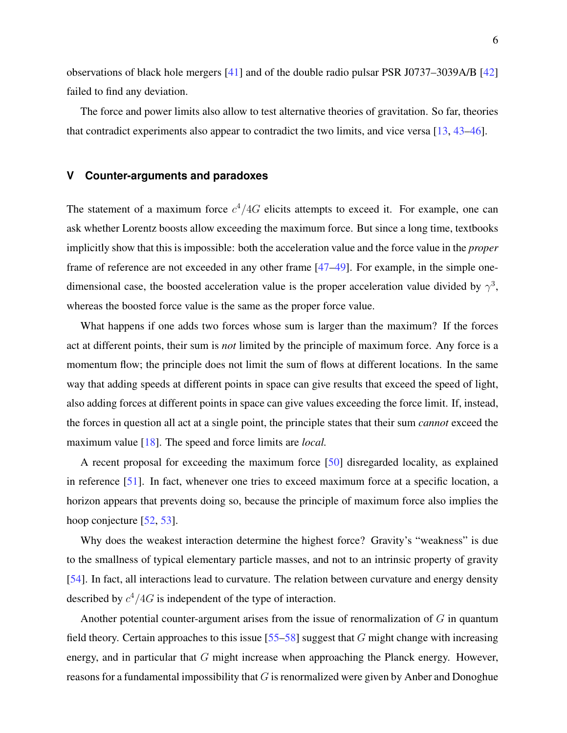observations of black hole mergers [41] and of the double radio pulsar PSR J0737–3039A/B [42] failed to find any deviation.

The force and power limits also allow to test alternative theories of gravitation. So far, theories that contradict experiments also appear to contradict the two limits, and vice versa [13, 43–46].

## V Counter-arguments and paradoxes

The statement of a maximum force $c^4/4G$ elicits attempts to exceed it. For example, one can ask whether Lorentz boosts allow exceeding the maximum force. But since a long time, textbooks implicitly show that this is impossible: both the acceleration value and the force value in the *proper* frame of reference are not exceeded in any other frame [47–49]. For example, in the simple one-dimensional case, the boosted acceleration value is the proper acceleration value divided by $\gamma^3$, whereas the boosted force value is the same as the proper force value.

What happens if one adds two forces whose sum is larger than the maximum? If the forces act at different points, their sum is *not* limited by the principle of maximum force. Any force is a momentum flow; the principle does not limit the sum of flows at different locations. In the same way that adding speeds at different points in space can give results that exceed the speed of light, also adding forces at different points in space can give values exceeding the force limit. If, instead, the forces in question all act at a single point, the principle states that their sum *cannot* exceed the maximum value [18]. The speed and force limits are *local.*

A recent proposal for exceeding the maximum force [50] disregarded locality, as explained in reference [51]. In fact, whenever one tries to exceed maximum force at a specific location, a horizon appears that prevents doing so, because the principle of maximum force also implies the hoop conjecture [52, 53].

Why does the weakest interaction determine the highest force? Gravity's "weakness" is due to the smallness of typical elementary particle masses, and not to an intrinsic property of gravity [54]. In fact, all interactions lead to curvature. The relation between curvature and energy density described by $c^4/4G$ is independent of the type of interaction.

Another potential counter-argument arises from the issue of renormalization of $G$ in quantum field theory. Certain approaches to this issue [55–58] suggest that $G$ might change with increasing energy, and in particular that $G$ might increase when approaching the Planck energy. However, reasons for a fundamental impossibility that $G$ is renormalized were given by Anber and Donoghue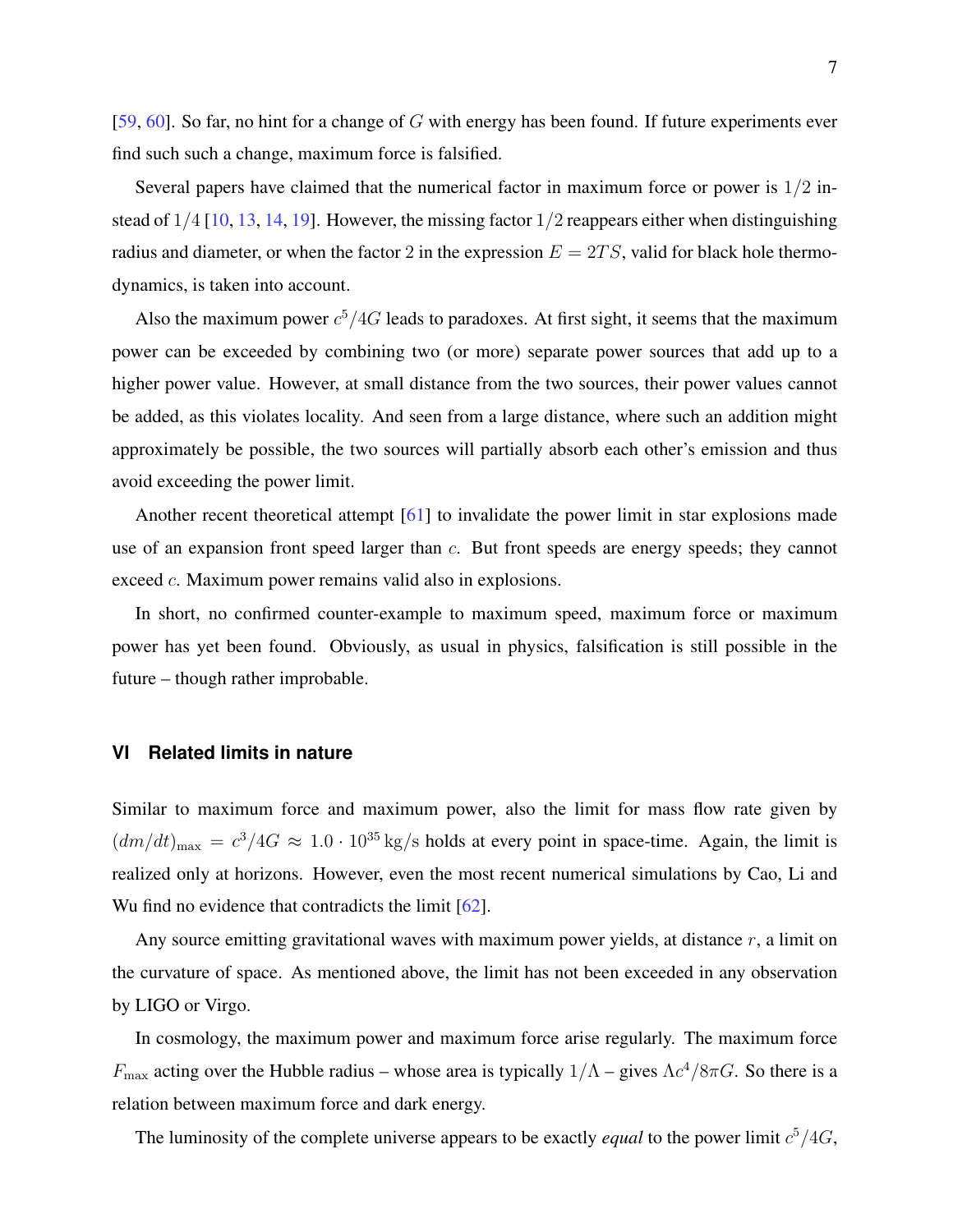[59, 60]. So far, no hint for a change of $G$ with energy has been found. If future experiments ever find such such a change, maximum force is falsified.

Several papers have claimed that the numerical factor in maximum force or power is $1/2$ instead of $1/4$ [10, 13, 14, 19]. However, the missing factor $1/2$ reappears either when distinguishing radius and diameter, or when the factor 2 in the expression $E = 2TS$, valid for black hole thermodynamics, is taken into account.

Also the maximum power $c^5/4G$ leads to paradoxes. At first sight, it seems that the maximum power can be exceeded by combining two (or more) separate power sources that add up to a higher power value. However, at small distance from the two sources, their power values cannot be added, as this violates locality. And seen from a large distance, where such an addition might approximately be possible, the two sources will partially absorb each other's emission and thus avoid exceeding the power limit.

Another recent theoretical attempt [61] to invalidate the power limit in star explosions made use of an expansion front speed larger than $c$. But front speeds are energy speeds; they cannot exceed $c$. Maximum power remains valid also in explosions.

In short, no confirmed counter-example to maximum speed, maximum force or maximum power has yet been found. Obviously, as usual in physics, falsification is still possible in the future – though rather improbable.

## VI Related limits in nature

Similar to maximum force and maximum power, also the limit for mass flow rate given by $(dm/dt)_{\text{max}} = c^3/4G \approx 1.0 \cdot 10^{35}\,\text{kg/s}$ holds at every point in space-time. Again, the limit is realized only at horizons. However, even the most recent numerical simulations by Cao, Li and Wu find no evidence that contradicts the limit [62].

Any source emitting gravitational waves with maximum power yields, at distance $r$, a limit on the curvature of space. As mentioned above, the limit has not been exceeded in any observation by LIGO or Virgo.

In cosmology, the maximum power and maximum force arise regularly. The maximum force $F_{\text{max}}$ acting over the Hubble radius – whose area is typically $1/\Lambda$ – gives $\Lambda c^4/8\pi G$. So there is a relation between maximum force and dark energy.

The luminosity of the complete universe appears to be exactly *equal* to the power limit $c^5/4G$,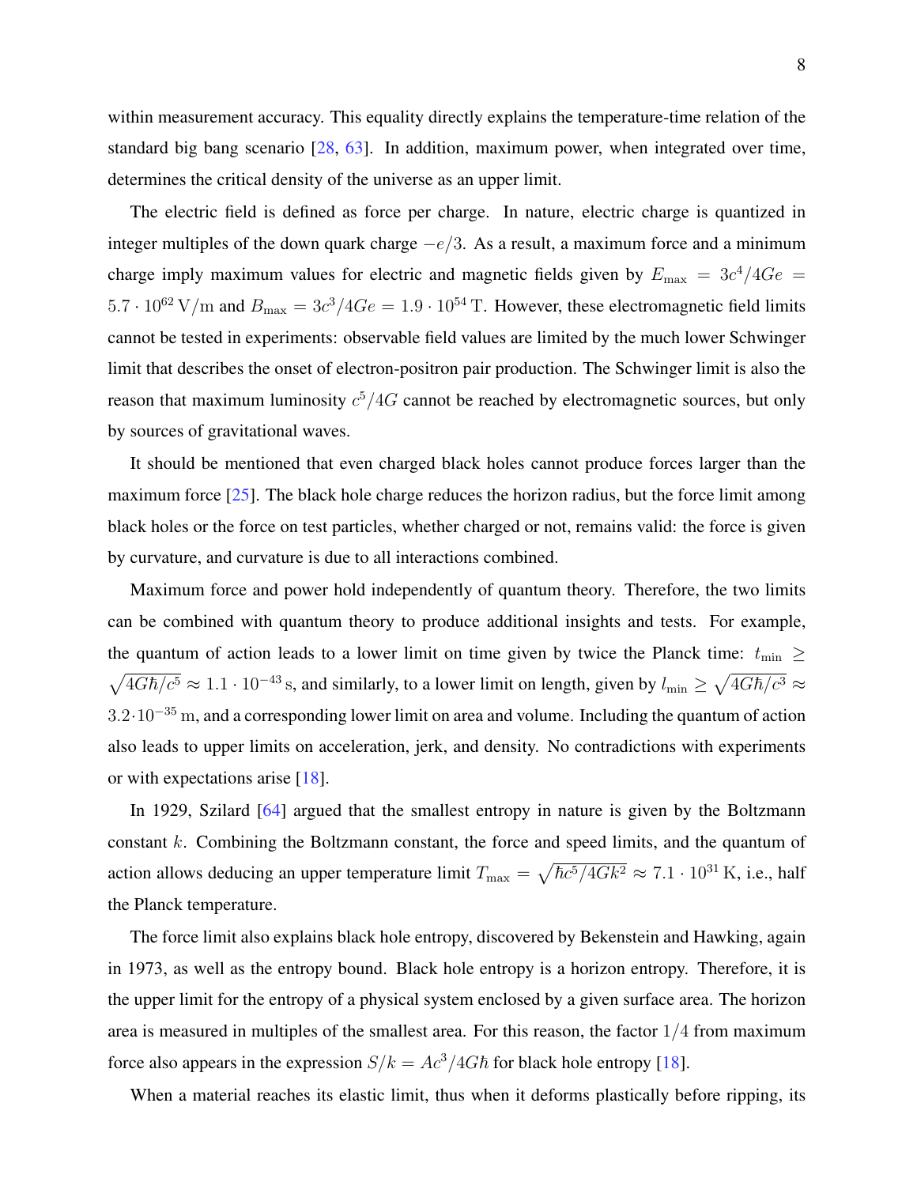within measurement accuracy. This equality directly explains the temperature-time relation of the standard big bang scenario [28, 63]. In addition, maximum power, when integrated over time, determines the critical density of the universe as an upper limit.

The electric field is defined as force per charge. In nature, electric charge is quantized in integer multiples of the down quark charge $-e/3$. As a result, a maximum force and a minimum charge imply maximum values for electric and magnetic fields given by $E_{\max} = 3c^4/4Ge = 5.7 \cdot 10^{62}\,\mathrm{V/m}$ and $B_{\max} = 3c^3/4Ge = 1.9 \cdot 10^{54}\,\mathrm{T}$. However, these electromagnetic field limits cannot be tested in experiments: observable field values are limited by the much lower Schwinger limit that describes the onset of electron-positron pair production. The Schwinger limit is also the reason that maximum luminosity $c^5/4G$ cannot be reached by electromagnetic sources, but only by sources of gravitational waves.

It should be mentioned that even charged black holes cannot produce forces larger than the maximum force [25]. The black hole charge reduces the horizon radius, but the force limit among black holes or the force on test particles, whether charged or not, remains valid: the force is given by curvature, and curvature is due to all interactions combined.

Maximum force and power hold independently of quantum theory. Therefore, the two limits can be combined with quantum theory to produce additional insights and tests. For example, the quantum of action leads to a lower limit on time given by twice the Planck time: $t_{\min} \geq \sqrt{4G\hbar/c^5} \approx 1.1 \cdot 10^{-43}\,\mathrm{s}$, and similarly, to a lower limit on length, given by $l_{\min} \geq \sqrt{4G\hbar/c^3} \approx 3.2 \cdot 10^{-35}\,\mathrm{m}$, and a corresponding lower limit on area and volume. Including the quantum of action also leads to upper limits on acceleration, jerk, and density. No contradictions with experiments or with expectations arise [18].

In 1929, Szilard [64] argued that the smallest entropy in nature is given by the Boltzmann constant $k$. Combining the Boltzmann constant, the force and speed limits, and the quantum of action allows deducing an upper temperature limit $T_{\max} = \sqrt{\hbar c^5/4Gk^2} \approx 7.1 \cdot 10^{31}\,\mathrm{K}$, i.e., half the Planck temperature.

The force limit also explains black hole entropy, discovered by Bekenstein and Hawking, again in 1973, as well as the entropy bound. Black hole entropy is a horizon entropy. Therefore, it is the upper limit for the entropy of a physical system enclosed by a given surface area. The horizon area is measured in multiples of the smallest area. For this reason, the factor $1/4$ from maximum force also appears in the expression $S/k = Ac^3/4G\hbar$ for black hole entropy [18].

When a material reaches its elastic limit, thus when it deforms plastically before ripping, its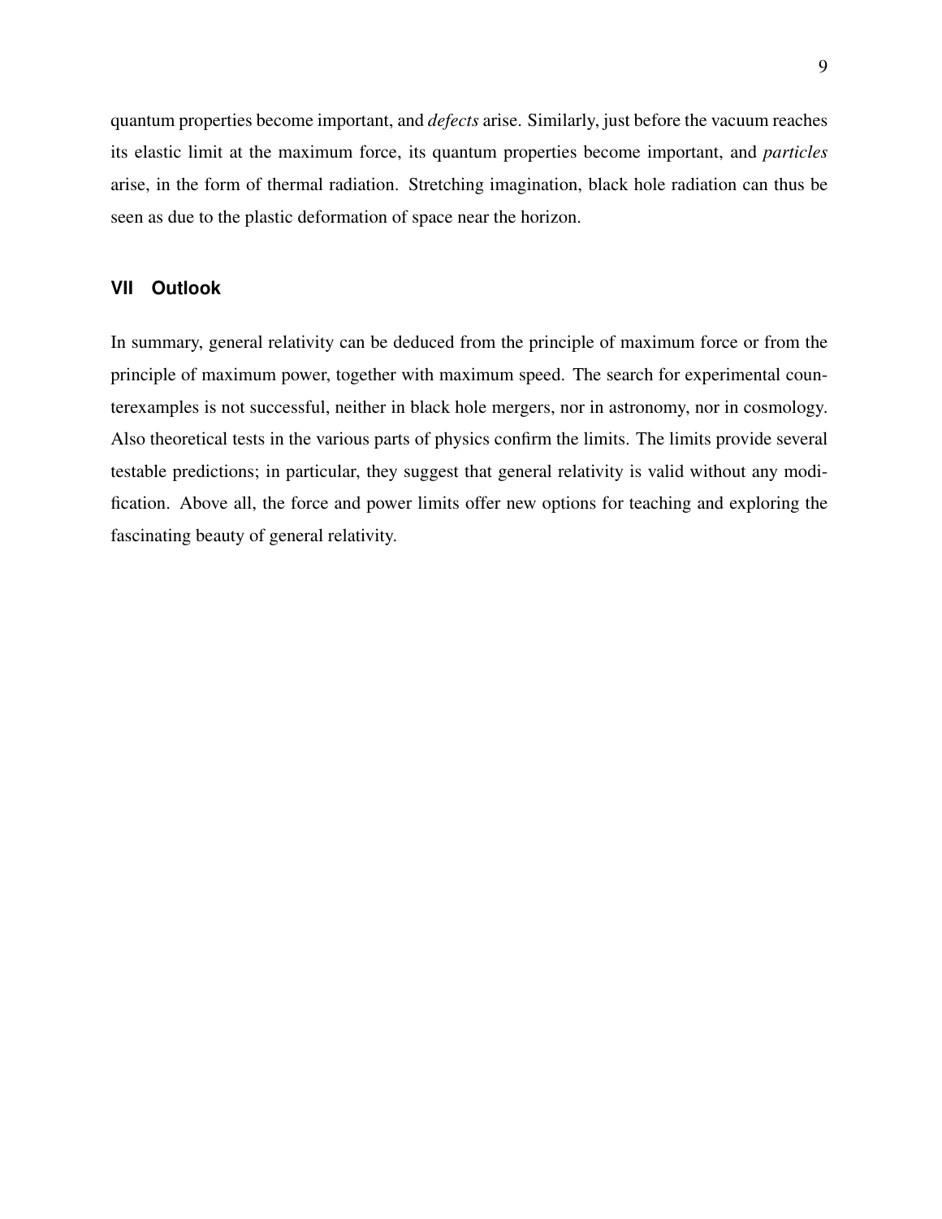quantum properties become important, and *defects* arise. Similarly, just before the vacuum reaches its elastic limit at the maximum force, its quantum properties become important, and *particles* arise, in the form of thermal radiation. Stretching imagination, black hole radiation can thus be seen as due to the plastic deformation of space near the horizon.

## VII Outlook

In summary, general relativity can be deduced from the principle of maximum force or from the principle of maximum power, together with maximum speed. The search for experimental counterexamples is not successful, neither in black hole mergers, nor in astronomy, nor in cosmology. Also theoretical tests in the various parts of physics confirm the limits. The limits provide several testable predictions; in particular, they suggest that general relativity is valid without any modification. Above all, the force and power limits offer new options for teaching and exploring the fascinating beauty of general relativity.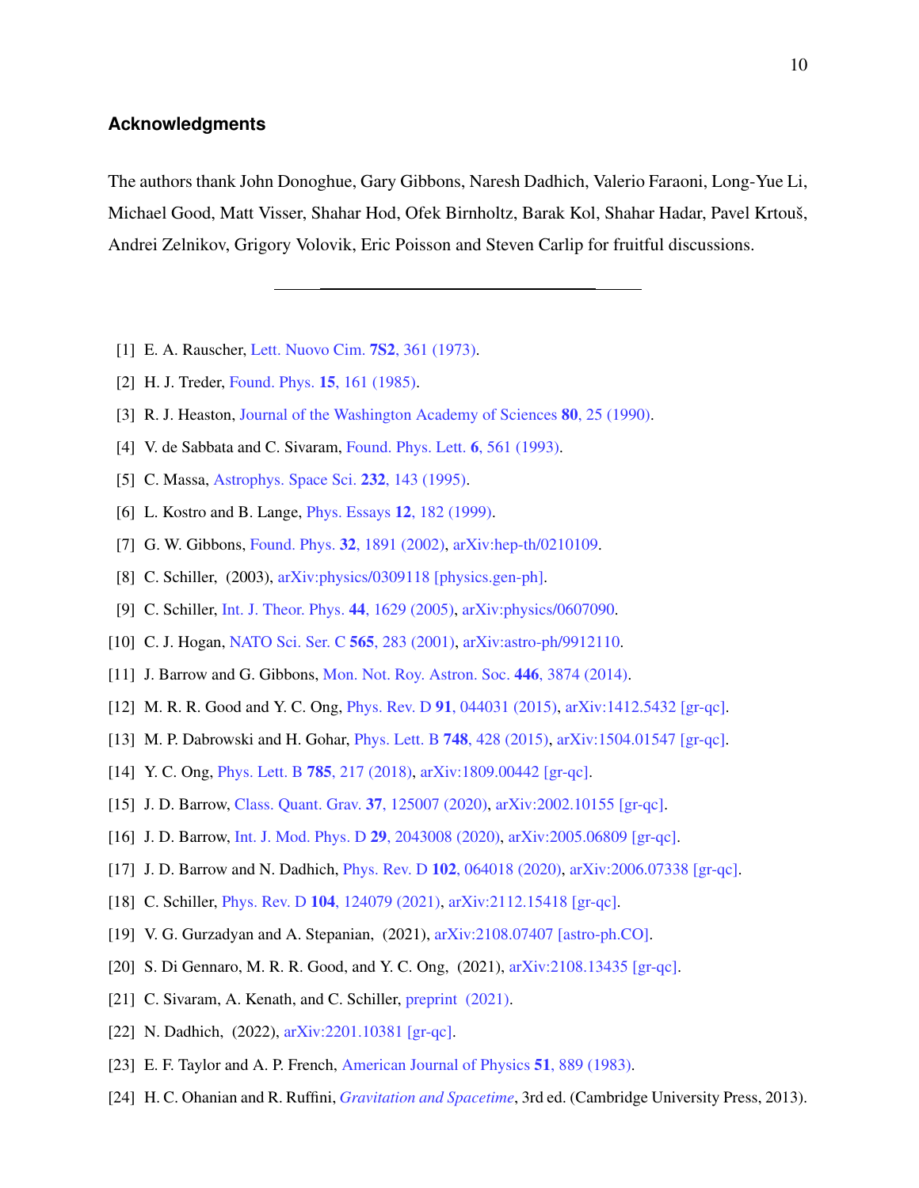### Acknowledgments

The authors thank John Donoghue, Gary Gibbons, Naresh Dadhich, Valerio Faraoni, Long-Yue Li, Michael Good, Matt Visser, Shahar Hod, Ofek Birnholtz, Barak Kol, Shahar Hadar, Pavel Krtouš, Andrei Zelnikov, Grigory Volovik, Eric Poisson and Steven Carlip for fruitful discussions.

---

[1] E. A. Rauscher, Lett. Nuovo Cim. **7S2**, 361 (1973).

[2] H. J. Treder, Found. Phys. **15**, 161 (1985).

[3] R. J. Heaston, Journal of the Washington Academy of Sciences **80**, 25 (1990).

[4] V. de Sabbata and C. Sivaram, Found. Phys. Lett. **6**, 561 (1993).

[5] C. Massa, Astrophys. Space Sci. **232**, 143 (1995).

[6] L. Kostro and B. Lange, Phys. Essays **12**, 182 (1999).

[7] G. W. Gibbons, Found. Phys. **32**, 1891 (2002), arXiv:hep-th/0210109.

[8] C. Schiller, (2003), arXiv:physics/0309118 [physics.gen-ph].

[9] C. Schiller, Int. J. Theor. Phys. **44**, 1629 (2005), arXiv:physics/0607090.

[10] C. J. Hogan, NATO Sci. Ser. C **565**, 283 (2001), arXiv:astro-ph/9912110.

[11] J. Barrow and G. Gibbons, Mon. Not. Roy. Astron. Soc. **446**, 3874 (2014).

[12] M. R. R. Good and Y. C. Ong, Phys. Rev. D **91**, 044031 (2015), arXiv:1412.5432 [gr-qc].

[13] M. P. Dabrowski and H. Gohar, Phys. Lett. B **748**, 428 (2015), arXiv:1504.01547 [gr-qc].

[14] Y. C. Ong, Phys. Lett. B **785**, 217 (2018), arXiv:1809.00442 [gr-qc].

[15] J. D. Barrow, Class. Quant. Grav. **37**, 125007 (2020), arXiv:2002.10155 [gr-qc].

[16] J. D. Barrow, Int. J. Mod. Phys. D **29**, 2043008 (2020), arXiv:2005.06809 [gr-qc].

[17] J. D. Barrow and N. Dadhich, Phys. Rev. D **102**, 064018 (2020), arXiv:2006.07338 [gr-qc].

[18] C. Schiller, Phys. Rev. D **104**, 124079 (2021), arXiv:2112.15418 [gr-qc].

[19] V. G. Gurzadyan and A. Stepanian, (2021), arXiv:2108.07407 [astro-ph.CO].

[20] S. Di Gennaro, M. R. R. Good, and Y. C. Ong, (2021), arXiv:2108.13435 [gr-qc].

[21] C. Sivaram, A. Kenath, and C. Schiller, preprint (2021).

[22] N. Dadhich, (2022), arXiv:2201.10381 [gr-qc].

[23] E. F. Taylor and A. P. French, American Journal of Physics **51**, 889 (1983).

[24] H. C. Ohanian and R. Ruffini, *Gravitation and Spacetime*, 3rd ed. (Cambridge University Press, 2013).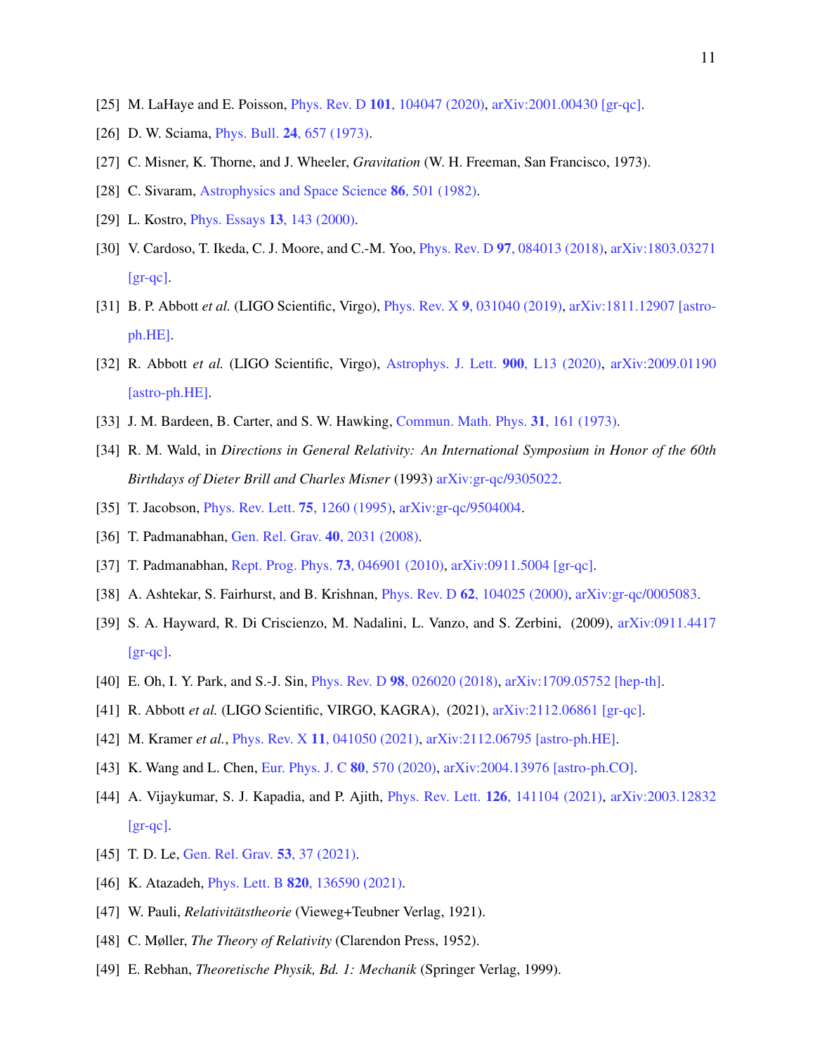[25] M. LaHaye and E. Poisson, Phys. Rev. D **101**, 104047 (2020), arXiv:2001.00430 [gr-qc].

[26] D. W. Sciama, Phys. Bull. **24**, 657 (1973).

[27] C. Misner, K. Thorne, and J. Wheeler, *Gravitation* (W. H. Freeman, San Francisco, 1973).

[28] C. Sivaram, Astrophysics and Space Science **86**, 501 (1982).

[29] L. Kostro, Phys. Essays **13**, 143 (2000).

[30] V. Cardoso, T. Ikeda, C. J. Moore, and C.-M. Yoo, Phys. Rev. D **97**, 084013 (2018), arXiv:1803.03271 [gr-qc].

[31] B. P. Abbott *et al.* (LIGO Scientific, Virgo), Phys. Rev. X **9**, 031040 (2019), arXiv:1811.12907 [astro-ph.HE].

[32] R. Abbott *et al.* (LIGO Scientific, Virgo), Astrophys. J. Lett. **900**, L13 (2020), arXiv:2009.01190 [astro-ph.HE].

[33] J. M. Bardeen, B. Carter, and S. W. Hawking, Commun. Math. Phys. **31**, 161 (1973).

[34] R. M. Wald, in *Directions in General Relativity: An International Symposium in Honor of the 60th Birthdays of Dieter Brill and Charles Misner* (1993) arXiv:gr-qc/9305022.

[35] T. Jacobson, Phys. Rev. Lett. **75**, 1260 (1995), arXiv:gr-qc/9504004.

[36] T. Padmanabhan, Gen. Rel. Grav. **40**, 2031 (2008).

[37] T. Padmanabhan, Rept. Prog. Phys. **73**, 046901 (2010), arXiv:0911.5004 [gr-qc].

[38] A. Ashtekar, S. Fairhurst, and B. Krishnan, Phys. Rev. D **62**, 104025 (2000), arXiv:gr-qc/0005083.

[39] S. A. Hayward, R. Di Criscienzo, M. Nadalini, L. Vanzo, and S. Zerbini, (2009), arXiv:0911.4417 [gr-qc].

[40] E. Oh, I. Y. Park, and S.-J. Sin, Phys. Rev. D **98**, 026020 (2018), arXiv:1709.05752 [hep-th].

[41] R. Abbott *et al.* (LIGO Scientific, VIRGO, KAGRA), (2021), arXiv:2112.06861 [gr-qc].

[42] M. Kramer *et al.*, Phys. Rev. X **11**, 041050 (2021), arXiv:2112.06795 [astro-ph.HE].

[43] K. Wang and L. Chen, Eur. Phys. J. C **80**, 570 (2020), arXiv:2004.13976 [astro-ph.CO].

[44] A. Vijaykumar, S. J. Kapadia, and P. Ajith, Phys. Rev. Lett. **126**, 141104 (2021), arXiv:2003.12832 [gr-qc].

[45] T. D. Le, Gen. Rel. Grav. **53**, 37 (2021).

[46] K. Atazadeh, Phys. Lett. B **820**, 136590 (2021).

[47] W. Pauli, *Relativitätstheorie* (Vieweg+Teubner Verlag, 1921).

[48] C. Møller, *The Theory of Relativity* (Clarendon Press, 1952).

[49] E. Rebhan, *Theoretische Physik, Bd. 1: Mechanik* (Springer Verlag, 1999).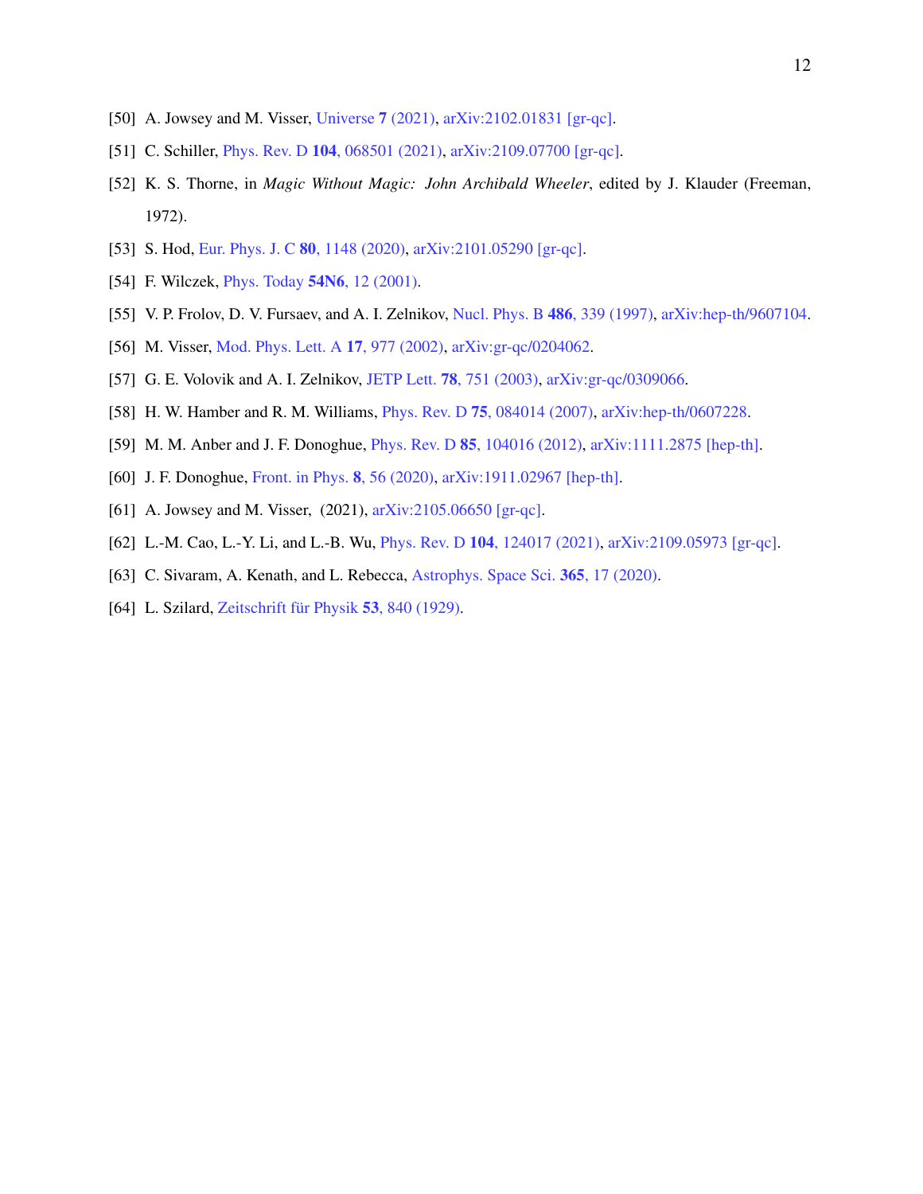[50] A. Jowsey and M. Visser, Universe **7** (2021), arXiv:2102.01831 [gr-qc].

[51] C. Schiller, Phys. Rev. D **104**, 068501 (2021), arXiv:2109.07700 [gr-qc].

[52] K. S. Thorne, in *Magic Without Magic: John Archibald Wheeler*, edited by J. Klauder (Freeman, 1972).

[53] S. Hod, Eur. Phys. J. C **80**, 1148 (2020), arXiv:2101.05290 [gr-qc].

[54] F. Wilczek, Phys. Today **54N6**, 12 (2001).

[55] V. P. Frolov, D. V. Fursaev, and A. I. Zelnikov, Nucl. Phys. B **486**, 339 (1997), arXiv:hep-th/9607104.

[56] M. Visser, Mod. Phys. Lett. A **17**, 977 (2002), arXiv:gr-qc/0204062.

[57] G. E. Volovik and A. I. Zelnikov, JETP Lett. **78**, 751 (2003), arXiv:gr-qc/0309066.

[58] H. W. Hamber and R. M. Williams, Phys. Rev. D **75**, 084014 (2007), arXiv:hep-th/0607228.

[59] M. M. Anber and J. F. Donoghue, Phys. Rev. D **85**, 104016 (2012), arXiv:1111.2875 [hep-th].

[60] J. F. Donoghue, Front. in Phys. **8**, 56 (2020), arXiv:1911.02967 [hep-th].

[61] A. Jowsey and M. Visser, (2021), arXiv:2105.06650 [gr-qc].

[62] L.-M. Cao, L.-Y. Li, and L.-B. Wu, Phys. Rev. D **104**, 124017 (2021), arXiv:2109.05973 [gr-qc].

[63] C. Sivaram, A. Kenath, and L. Rebecca, Astrophys. Space Sci. **365**, 17 (2020).

[64] L. Szilard, Zeitschrift für Physik **53**, 840 (1929).